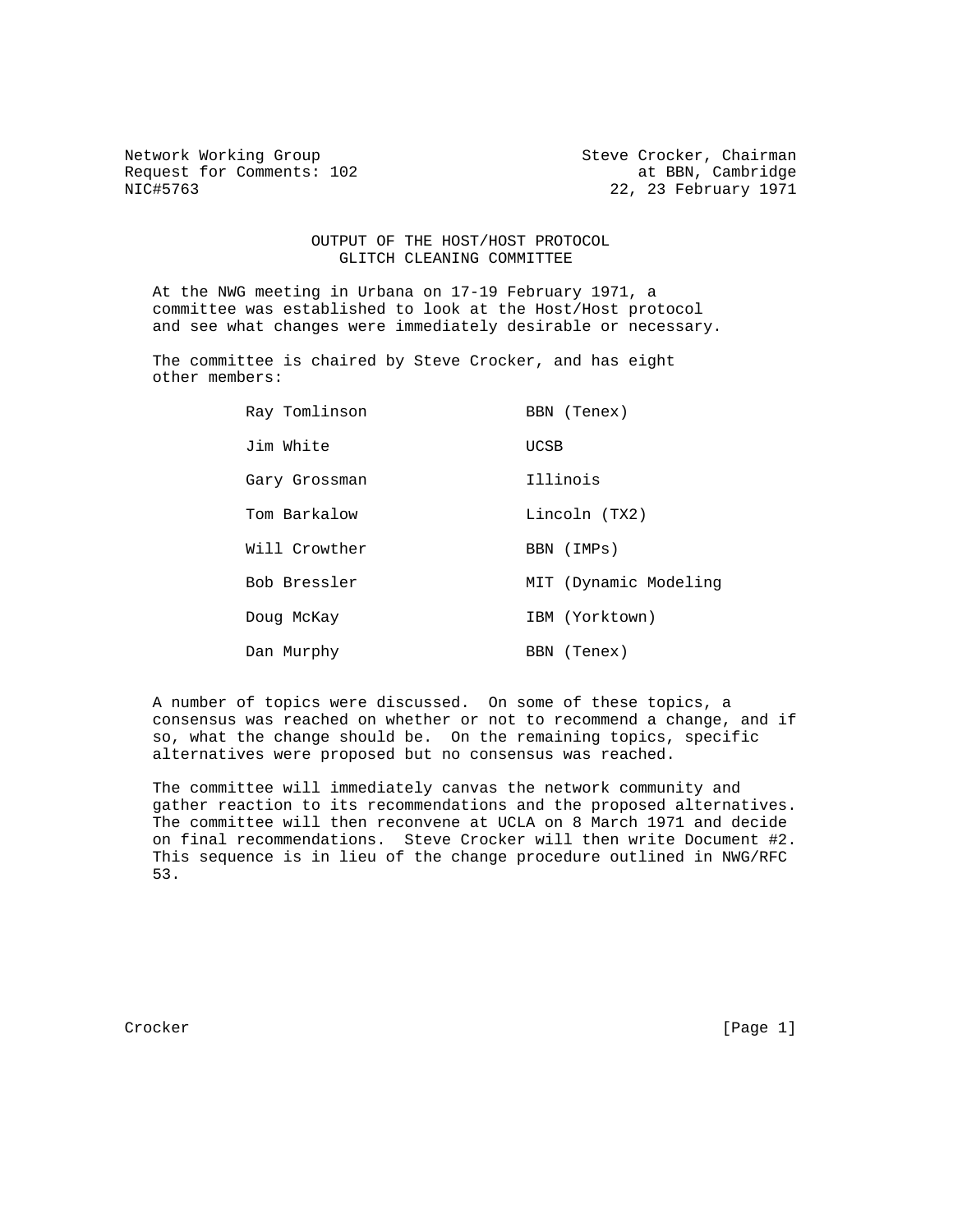Network Working Group                                  Steve Crocker, Chairman
Request for Comments: 102                                    at BBN, Cambridge
NIC#5763                                                   22, 23 February 1971

# OUTPUT OF THE HOST/HOST PROTOCOL GLITCH CLEANING COMMITTEE

At the NWG meeting in Urbana on 17-19 February 1971, a committee was established to look at the Host/Host protocol and see what changes were immediately desirable or necessary.

The committee is chaired by Steve Crocker, and has eight other members:

| | |
|---|---|
| Ray Tomlinson | BBN (Tenex) |
| Jim White | UCSB |
| Gary Grossman | Illinois |
| Tom Barkalow | Lincoln (TX2) |
| Will Crowther | BBN (IMPs) |
| Bob Bressler | MIT (Dynamic Modeling |
| Doug McKay | IBM (Yorktown) |
| Dan Murphy | BBN (Tenex) |

A number of topics were discussed. On some of these topics, a consensus was reached on whether or not to recommend a change, and if so, what the change should be. On the remaining topics, specific alternatives were proposed but no consensus was reached.

The committee will immediately canvas the network community and gather reaction to its recommendations and the proposed alternatives. The committee will then reconvene at UCLA on 8 March 1971 and decide on final recommendations. Steve Crocker will then write Document #2. This sequence is in lieu of the change procedure outlined in NWG/RFC 53.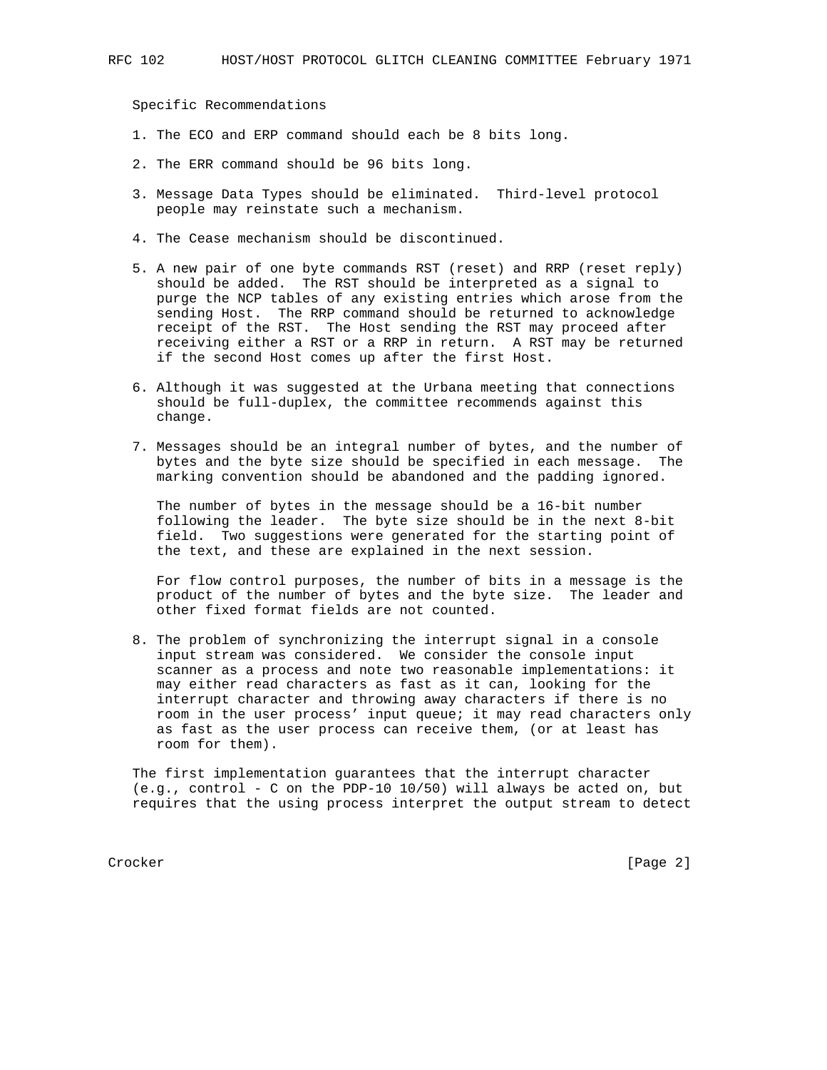Specific Recommendations

1. The ECO and ERP command should each be 8 bits long.

2. The ERR command should be 96 bits long.

3. Message Data Types should be eliminated. Third-level protocol people may reinstate such a mechanism.

4. The Cease mechanism should be discontinued.

5. A new pair of one byte commands RST (reset) and RRP (reset reply) should be added. The RST should be interpreted as a signal to purge the NCP tables of any existing entries which arose from the sending Host. The RRP command should be returned to acknowledge receipt of the RST. The Host sending the RST may proceed after receiving either a RST or a RRP in return. A RST may be returned if the second Host comes up after the first Host.

6. Although it was suggested at the Urbana meeting that connections should be full-duplex, the committee recommends against this change.

7. Messages should be an integral number of bytes, and the number of bytes and the byte size should be specified in each message. The marking convention should be abandoned and the padding ignored.

   The number of bytes in the message should be a 16-bit number following the leader. The byte size should be in the next 8-bit field. Two suggestions were generated for the starting point of the text, and these are explained in the next session.

   For flow control purposes, the number of bits in a message is the product of the number of bytes and the byte size. The leader and other fixed format fields are not counted.

8. The problem of synchronizing the interrupt signal in a console input stream was considered. We consider the console input scanner as a process and note two reasonable implementations: it may either read characters as fast as it can, looking for the interrupt character and throwing away characters if there is no room in the user process' input queue; it may read characters only as fast as the user process can receive them, (or at least has room for them).

The first implementation guarantees that the interrupt character (e.g., control - C on the PDP-10 10/50) will always be acted on, but requires that the using process interpret the output stream to detect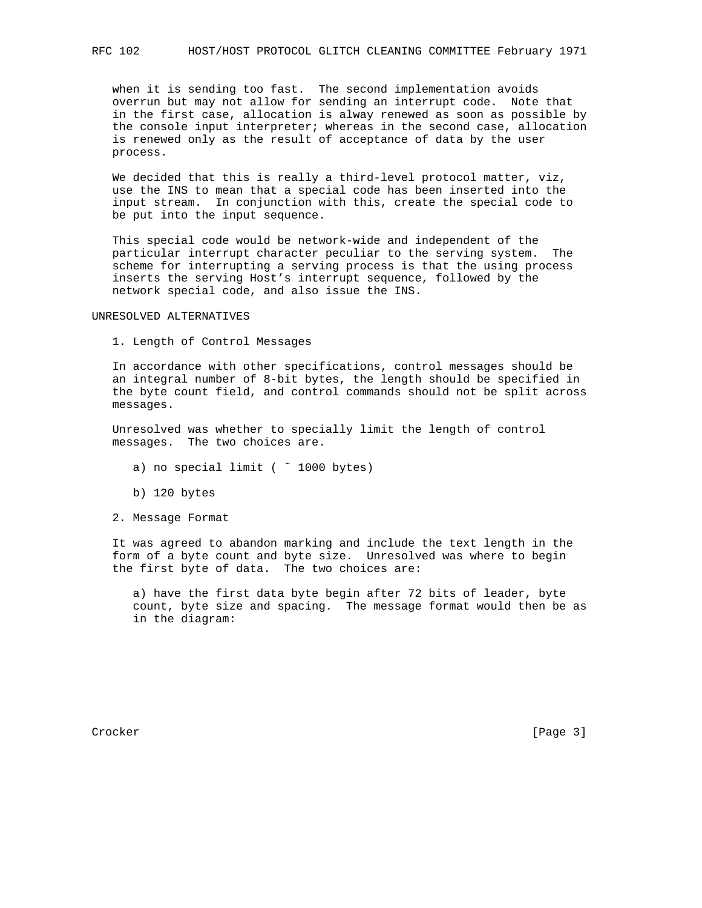when it is sending too fast. The second implementation avoids overrun but may not allow for sending an interrupt code. Note that in the first case, allocation is alway renewed as soon as possible by the console input interpreter; whereas in the second case, allocation is renewed only as the result of acceptance of data by the user process.

We decided that this is really a third-level protocol matter, viz, use the INS to mean that a special code has been inserted into the input stream. In conjunction with this, create the special code to be put into the input sequence.

This special code would be network-wide and independent of the particular interrupt character peculiar to the serving system. The scheme for interrupting a serving process is that the using process inserts the serving Host's interrupt sequence, followed by the network special code, and also issue the INS.

## UNRESOLVED ALTERNATIVES

1. Length of Control Messages

In accordance with other specifications, control messages should be an integral number of 8-bit bytes, the length should be specified in the byte count field, and control commands should not be split across messages.

Unresolved was whether to specially limit the length of control messages. The two choices are.

a) no special limit ( ~ 1000 bytes)

b) 120 bytes

2. Message Format

It was agreed to abandon marking and include the text length in the form of a byte count and byte size. Unresolved was where to begin the first byte of data. The two choices are:

a) have the first data byte begin after 72 bits of leader, byte count, byte size and spacing. The message format would then be as in the diagram: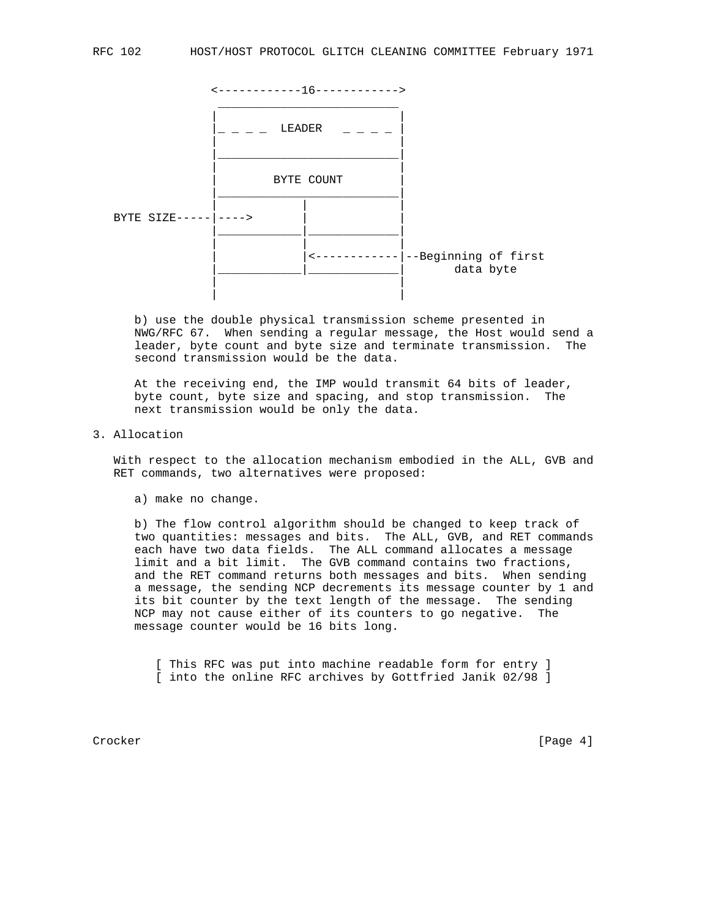```
                <------------16------------>
                 __________________________
                |                          |
                |_ _ _ _  LEADER   _ _ _ _ |
                |                          |
                |__________________________|
                |                          |
                |        BYTE COUNT        |
                |__________________________|
                |            |             |
   BYTE SIZE----|---->       |             |
                |____________|_____________|
                |            |             |
                |            |<------------|--Beginning of first
                |____________|_____________|       data byte
                |                          |
                |                          |
```

b) use the double physical transmission scheme presented in NWG/RFC 67. When sending a regular message, the Host would send a leader, byte count and byte size and terminate transmission. The second transmission would be the data.

At the receiving end, the IMP would transmit 64 bits of leader, byte count, byte size and spacing, and stop transmission. The next transmission would be only the data.

3. Allocation

With respect to the allocation mechanism embodied in the ALL, GVB and RET commands, two alternatives were proposed:

a) make no change.

b) The flow control algorithm should be changed to keep track of two quantities: messages and bits. The ALL, GVB, and RET commands each have two data fields. The ALL command allocates a message limit and a bit limit. The GVB command contains two fractions, and the RET command returns both messages and bits. When sending a message, the sending NCP decrements its message counter by 1 and its bit counter by the text length of the message. The sending NCP may not cause either of its counters to go negative. The message counter would be 16 bits long.

[ This RFC was put into machine readable form for entry ]
[ into the online RFC archives by Gottfried Janik 02/98 ]